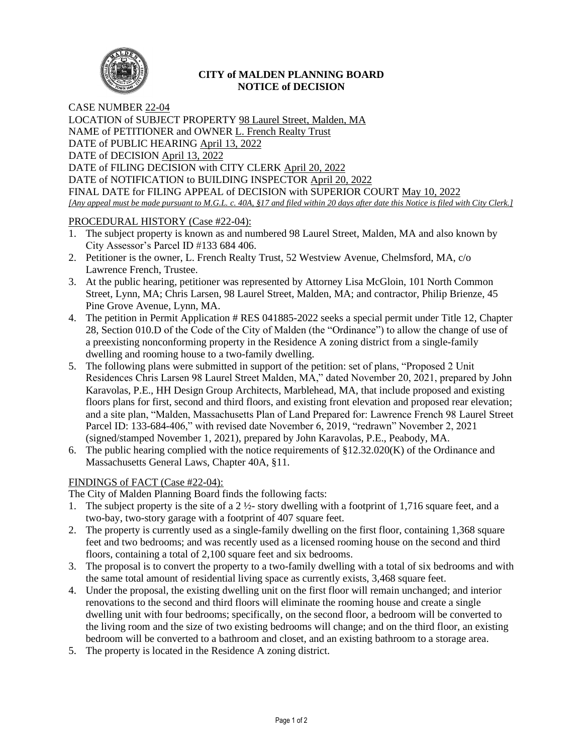# CITY of MALDEN PLANNING BOARD
## NOTICE of DECISION

CASE NUMBER 22-04
LOCATION of SUBJECT PROPERTY 98 Laurel Street, Malden, MA
NAME of PETITIONER and OWNER L. French Realty Trust
DATE of PUBLIC HEARING April 13, 2022
DATE of DECISION April 13, 2022
DATE of FILING DECISION with CITY CLERK April 20, 2022
DATE of NOTIFICATION to BUILDING INSPECTOR April 20, 2022
FINAL DATE for FILING APPEAL of DECISION with SUPERIOR COURT May 10, 2022
*[Any appeal must be made pursuant to M.G.L. c. 40A, §17 and filed within 20 days after date this Notice is filed with City Clerk.]*

PROCEDURAL HISTORY (Case #22-04):

1. The subject property is known as and numbered 98 Laurel Street, Malden, MA and also known by City Assessor's Parcel ID #133 684 406.
2. Petitioner is the owner, L. French Realty Trust, 52 Westview Avenue, Chelmsford, MA, c/o Lawrence French, Trustee.
3. At the public hearing, petitioner was represented by Attorney Lisa McGloin, 101 North Common Street, Lynn, MA; Chris Larsen, 98 Laurel Street, Malden, MA; and contractor, Philip Brienze, 45 Pine Grove Avenue, Lynn, MA.
4. The petition in Permit Application # RES 041885-2022 seeks a special permit under Title 12, Chapter 28, Section 010.D of the Code of the City of Malden (the "Ordinance") to allow the change of use of a preexisting nonconforming property in the Residence A zoning district from a single-family dwelling and rooming house to a two-family dwelling.
5. The following plans were submitted in support of the petition: set of plans, "Proposed 2 Unit Residences Chris Larsen 98 Laurel Street Malden, MA," dated November 20, 2021, prepared by John Karavolas, P.E., HH Design Group Architects, Marblehead, MA, that include proposed and existing floors plans for first, second and third floors, and existing front elevation and proposed rear elevation; and a site plan, "Malden, Massachusetts Plan of Land Prepared for: Lawrence French 98 Laurel Street Parcel ID: 133-684-406," with revised date November 6, 2019, "redrawn" November 2, 2021 (signed/stamped November 1, 2021), prepared by John Karavolas, P.E., Peabody, MA.
6. The public hearing complied with the notice requirements of §12.32.020(K) of the Ordinance and Massachusetts General Laws, Chapter 40A, §11.

FINDINGS of FACT (Case #22-04):

The City of Malden Planning Board finds the following facts:

1. The subject property is the site of a 2 ½- story dwelling with a footprint of 1,716 square feet, and a two-bay, two-story garage with a footprint of 407 square feet.
2. The property is currently used as a single-family dwelling on the first floor, containing 1,368 square feet and two bedrooms; and was recently used as a licensed rooming house on the second and third floors, containing a total of 2,100 square feet and six bedrooms.
3. The proposal is to convert the property to a two-family dwelling with a total of six bedrooms and with the same total amount of residential living space as currently exists, 3,468 square feet.
4. Under the proposal, the existing dwelling unit on the first floor will remain unchanged; and interior renovations to the second and third floors will eliminate the rooming house and create a single dwelling unit with four bedrooms; specifically, on the second floor, a bedroom will be converted to the living room and the size of two existing bedrooms will change; and on the third floor, an existing bedroom will be converted to a bathroom and closet, and an existing bathroom to a storage area.
5. The property is located in the Residence A zoning district.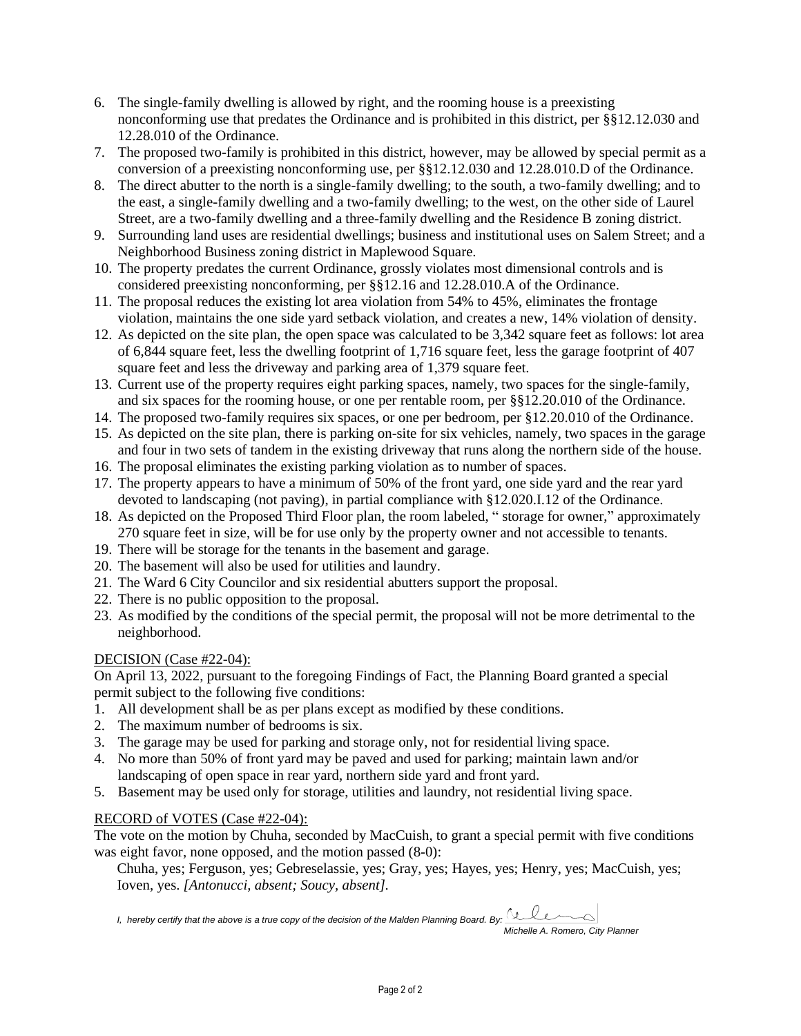6. The single-family dwelling is allowed by right, and the rooming house is a preexisting nonconforming use that predates the Ordinance and is prohibited in this district, per §§12.12.030 and 12.28.010 of the Ordinance.
7. The proposed two-family is prohibited in this district, however, may be allowed by special permit as a conversion of a preexisting nonconforming use, per §§12.12.030 and 12.28.010.D of the Ordinance.
8. The direct abutter to the north is a single-family dwelling; to the south, a two-family dwelling; and to the east, a single-family dwelling and a two-family dwelling; to the west, on the other side of Laurel Street, are a two-family dwelling and a three-family dwelling and the Residence B zoning district.
9. Surrounding land uses are residential dwellings; business and institutional uses on Salem Street; and a Neighborhood Business zoning district in Maplewood Square.
10. The property predates the current Ordinance, grossly violates most dimensional controls and is considered preexisting nonconforming, per §§12.16 and 12.28.010.A of the Ordinance.
11. The proposal reduces the existing lot area violation from 54% to 45%, eliminates the frontage violation, maintains the one side yard setback violation, and creates a new, 14% violation of density.
12. As depicted on the site plan, the open space was calculated to be 3,342 square feet as follows: lot area of 6,844 square feet, less the dwelling footprint of 1,716 square feet, less the garage footprint of 407 square feet and less the driveway and parking area of 1,379 square feet.
13. Current use of the property requires eight parking spaces, namely, two spaces for the single-family, and six spaces for the rooming house, or one per rentable room, per §§12.20.010 of the Ordinance.
14. The proposed two-family requires six spaces, or one per bedroom, per §12.20.010 of the Ordinance.
15. As depicted on the site plan, there is parking on-site for six vehicles, namely, two spaces in the garage and four in two sets of tandem in the existing driveway that runs along the northern side of the house.
16. The proposal eliminates the existing parking violation as to number of spaces.
17. The property appears to have a minimum of 50% of the front yard, one side yard and the rear yard devoted to landscaping (not paving), in partial compliance with §12.020.I.12 of the Ordinance.
18. As depicted on the Proposed Third Floor plan, the room labeled, " storage for owner," approximately 270 square feet in size, will be for use only by the property owner and not accessible to tenants.
19. There will be storage for the tenants in the basement and garage.
20. The basement will also be used for utilities and laundry.
21. The Ward 6 City Councilor and six residential abutters support the proposal.
22. There is no public opposition to the proposal.
23. As modified by the conditions of the special permit, the proposal will not be more detrimental to the neighborhood.

DECISION (Case #22-04):

On April 13, 2022, pursuant to the foregoing Findings of Fact, the Planning Board granted a special permit subject to the following five conditions:

1. All development shall be as per plans except as modified by these conditions.
2. The maximum number of bedrooms is six.
3. The garage may be used for parking and storage only, not for residential living space.
4. No more than 50% of front yard may be paved and used for parking; maintain lawn and/or landscaping of open space in rear yard, northern side yard and front yard.
5. Basement may be used only for storage, utilities and laundry, not residential living space.

RECORD of VOTES (Case #22-04):

The vote on the motion by Chuha, seconded by MacCuish, to grant a special permit with five conditions was eight favor, none opposed, and the motion passed (8-0):

Chuha, yes; Ferguson, yes; Gebreselassie, yes; Gray, yes; Hayes, yes; Henry, yes; MacCuish, yes; Ioven, yes. *[Antonucci, absent; Soucy, absent].*

*I, hereby certify that the above is a true copy of the decision of the Malden Planning Board. By:*

*Michelle A. Romero, City Planner*